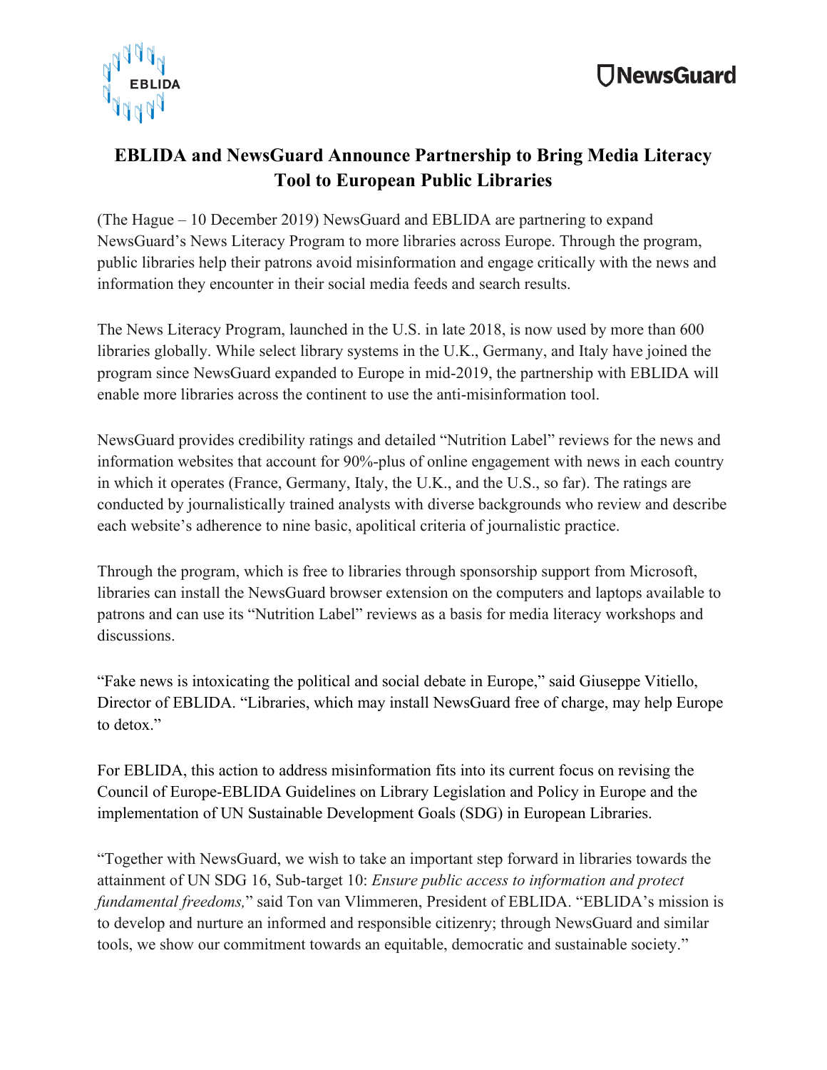# EBLIDA and NewsGuard Announce Partnership to Bring Media Literacy Tool to European Public Libraries

(The Hague – 10 December 2019) NewsGuard and EBLIDA are partnering to expand NewsGuard's News Literacy Program to more libraries across Europe. Through the program, public libraries help their patrons avoid misinformation and engage critically with the news and information they encounter in their social media feeds and search results.

The News Literacy Program, launched in the U.S. in late 2018, is now used by more than 600 libraries globally. While select library systems in the U.K., Germany, and Italy have joined the program since NewsGuard expanded to Europe in mid-2019, the partnership with EBLIDA will enable more libraries across the continent to use the anti-misinformation tool.

NewsGuard provides credibility ratings and detailed "Nutrition Label" reviews for the news and information websites that account for 90%-plus of online engagement with news in each country in which it operates (France, Germany, Italy, the U.K., and the U.S., so far). The ratings are conducted by journalistically trained analysts with diverse backgrounds who review and describe each website's adherence to nine basic, apolitical criteria of journalistic practice.

Through the program, which is free to libraries through sponsorship support from Microsoft, libraries can install the NewsGuard browser extension on the computers and laptops available to patrons and can use its "Nutrition Label" reviews as a basis for media literacy workshops and discussions.

"Fake news is intoxicating the political and social debate in Europe," said Giuseppe Vitiello, Director of EBLIDA. "Libraries, which may install NewsGuard free of charge, may help Europe to detox."

For EBLIDA, this action to address misinformation fits into its current focus on revising the Council of Europe-EBLIDA Guidelines on Library Legislation and Policy in Europe and the implementation of UN Sustainable Development Goals (SDG) in European Libraries.

"Together with NewsGuard, we wish to take an important step forward in libraries towards the attainment of UN SDG 16, Sub-target 10: *Ensure public access to information and protect fundamental freedoms,*" said Ton van Vlimmeren, President of EBLIDA. "EBLIDA's mission is to develop and nurture an informed and responsible citizenry; through NewsGuard and similar tools, we show our commitment towards an equitable, democratic and sustainable society."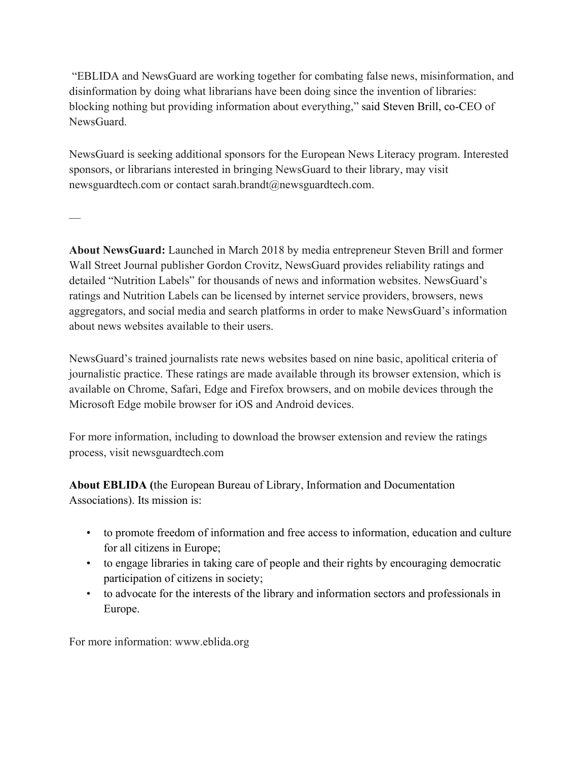"EBLIDA and NewsGuard are working together for combating false news, misinformation, and disinformation by doing what librarians have been doing since the invention of libraries: blocking nothing but providing information about everything," said Steven Brill, co-CEO of NewsGuard.

NewsGuard is seeking additional sponsors for the European News Literacy program. Interested sponsors, or librarians interested in bringing NewsGuard to their library, may visit newsguardtech.com or contact sarah.brandt@newsguardtech.com.

—

**About NewsGuard:** Launched in March 2018 by media entrepreneur Steven Brill and former Wall Street Journal publisher Gordon Crovitz, NewsGuard provides reliability ratings and detailed "Nutrition Labels" for thousands of news and information websites. NewsGuard's ratings and Nutrition Labels can be licensed by internet service providers, browsers, news aggregators, and social media and search platforms in order to make NewsGuard's information about news websites available to their users.

NewsGuard's trained journalists rate news websites based on nine basic, apolitical criteria of journalistic practice. These ratings are made available through its browser extension, which is available on Chrome, Safari, Edge and Firefox browsers, and on mobile devices through the Microsoft Edge mobile browser for iOS and Android devices.

For more information, including to download the browser extension and review the ratings process, visit newsguardtech.com

**About EBLIDA (**the European Bureau of Library, Information and Documentation Associations). Its mission is:

- to promote freedom of information and free access to information, education and culture for all citizens in Europe;
- to engage libraries in taking care of people and their rights by encouraging democratic participation of citizens in society;
- to advocate for the interests of the library and information sectors and professionals in Europe.

For more information: www.eblida.org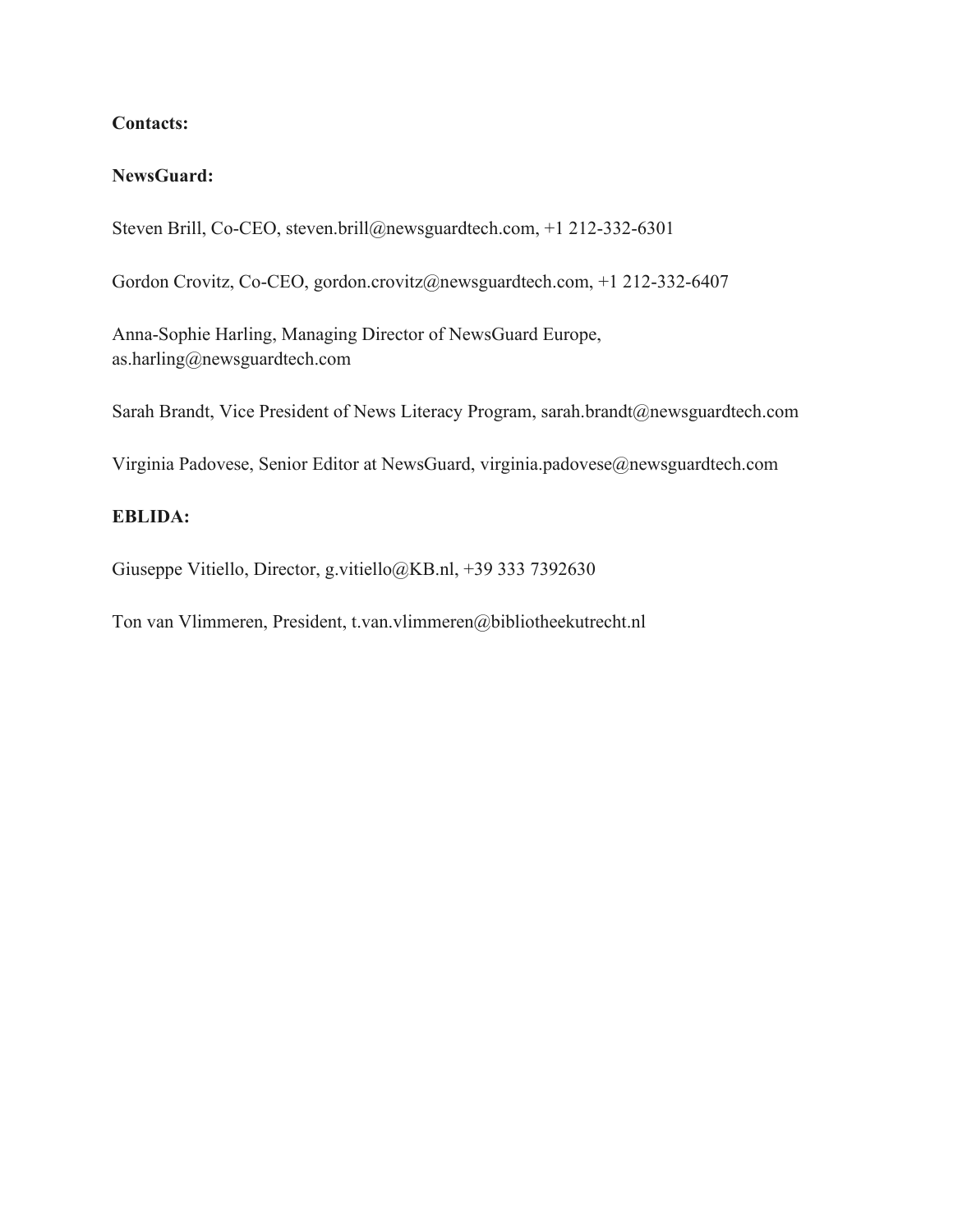**Contacts:**

**NewsGuard:**

Steven Brill, Co-CEO, steven.brill@newsguardtech.com, +1 212-332-6301

Gordon Crovitz, Co-CEO, gordon.crovitz@newsguardtech.com, +1 212-332-6407

Anna-Sophie Harling, Managing Director of NewsGuard Europe, as.harling@newsguardtech.com

Sarah Brandt, Vice President of News Literacy Program, sarah.brandt@newsguardtech.com

Virginia Padovese, Senior Editor at NewsGuard, virginia.padovese@newsguardtech.com

**EBLIDA:**

Giuseppe Vitiello, Director, g.vitiello@KB.nl, +39 333 7392630

Ton van Vlimmeren, President, t.van.vlimmeren@bibliotheekutrecht.nl